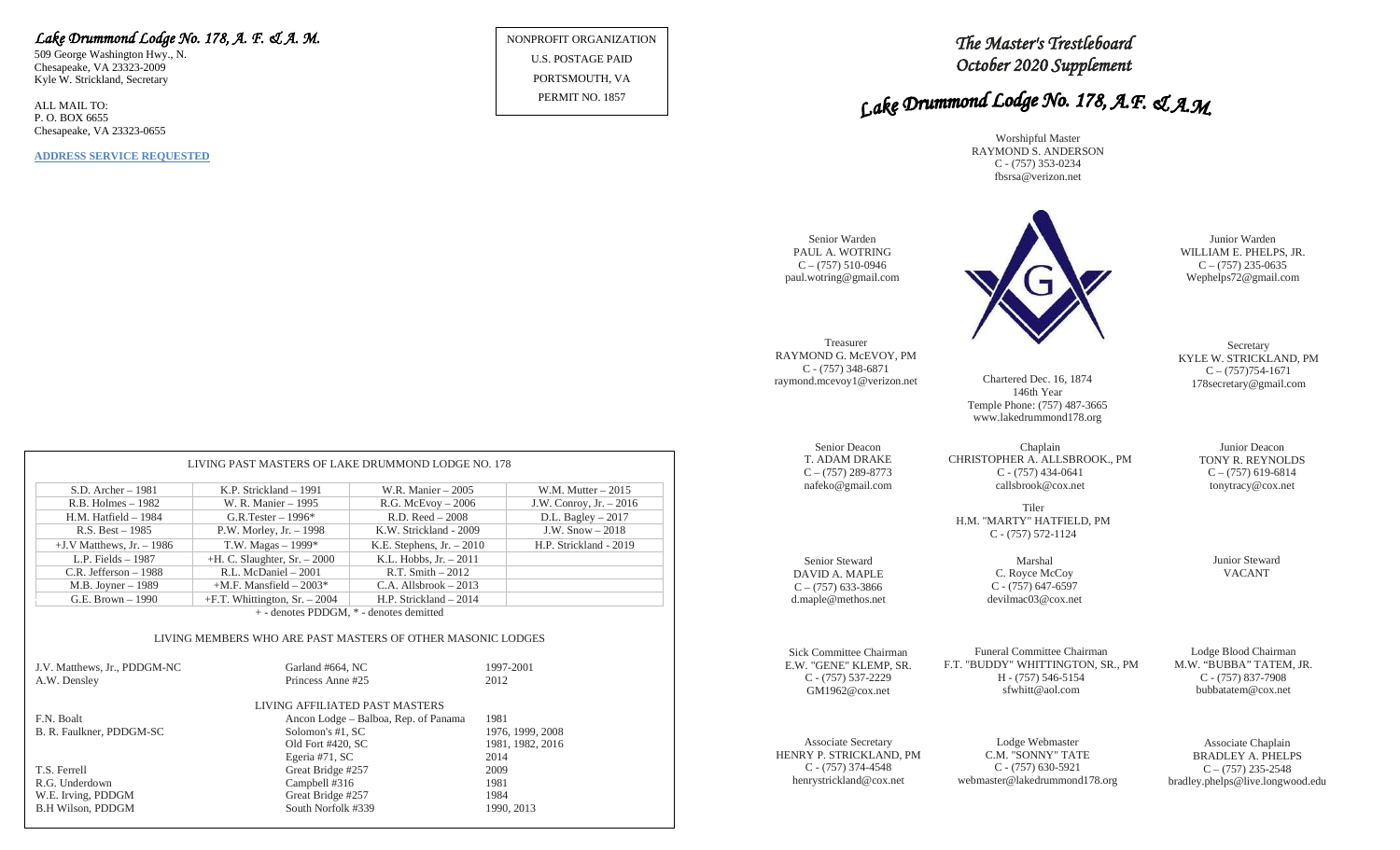*Lake Drummond Lodge No. 178, A. F. & A. M.*

509 George Washington Hwy., N.
Chesapeake, VA 23323-2009
Kyle W. Strickland, Secretary

ALL MAIL TO:
P. O. BOX 6655
Chesapeake, VA 23323-0655

**ADDRESS SERVICE REQUESTED**

NONPROFIT ORGANIZATION
U.S. POSTAGE PAID
PORTSMOUTH, VA
PERMIT NO. 1857

## LIVING PAST MASTERS OF LAKE DRUMMOND LODGE NO. 178

| | | | |
|---|---|---|---|
| S.D. Archer – 1981 | K.P. Strickland – 1991 | W.R. Manier – 2005 | W.M. Mutter – 2015 |
| R.B. Holmes – 1982 | W. R. Manier – 1995 | R.G. McEvoy – 2006 | J.W. Conroy, Jr. – 2016 |
| H.M. Hatfield – 1984 | G.R.Tester – 1996* | R.D. Reed – 2008 | D.L. Bagley – 2017 |
| R.S. Best – 1985 | P.W. Morley, Jr. – 1998 | K.W. Strickland - 2009 | J.W. Snow – 2018 |
| +J.V Matthews, Jr. – 1986 | T.W. Magas – 1999* | K.E. Stephens, Jr. – 2010 | H.P. Strickland - 2019 |
| L.P. Fields – 1987 | +H. C. Slaughter, Sr. – 2000 | K.L. Hobbs, Jr. – 2011 | |
| C.R. Jefferson – 1988 | R.L. McDaniel – 2001 | R.T. Smith – 2012 | |
| M.B. Joyner – 1989 | +M.F. Mansfield – 2003* | C.A. Allsbrook – 2013 | |
| G.E. Brown – 1990 | +F.T. Whittington, Sr. – 2004 | H.P. Strickland – 2014 | |

+ - denotes PDDGM, * - denotes demitted

### LIVING MEMBERS WHO ARE PAST MASTERS OF OTHER MASONIC LODGES

| | | |
|---|---|---|
| J.V. Matthews, Jr., PDDGM-NC | Garland #664, NC | 1997-2001 |
| A.W. Densley | Princess Anne #25 | 2012 |

### LIVING AFFILIATED PAST MASTERS

| | | |
|---|---|---|
| F.N. Boalt | Ancon Lodge – Balboa, Rep. of Panama | 1981 |
| B. R. Faulkner, PDDGM-SC | Solomon's #1, SC | 1976, 1999, 2008 |
| | Old Fort #420, SC | 1981, 1982, 2016 |
| | Egeria #71, SC | 2014 |
| T.S. Ferrell | Great Bridge #257 | 2009 |
| R.G. Underdown | Campbell #316 | 1981 |
| W.E. Irving, PDDGM | Great Bridge #257 | 1984 |
| B.H Wilson, PDDGM | South Norfolk #339 | 1990, 2013 |

# *The Master's Trestleboard*
## *October 2020 Supplement*

# *Lake Drummond Lodge No. 178, A.F. & A.M.*

Worshipful Master
RAYMOND S. ANDERSON
C - (757) 353-0234
fbsrsa@verizon.net

Senior Warden
PAUL A. WOTRING
C – (757) 510-0946
paul.wotring@gmail.com

Junior Warden
WILLIAM E. PHELPS, JR.
C – (757) 235-0635
Wephelps72@gmail.com

Treasurer
RAYMOND G. McEVOY, PM
C - (757) 348-6871
raymond.mcevoy1@verizon.net

Chartered Dec. 16, 1874
146th Year
Temple Phone: (757) 487-3665
www.lakedrummond178.org

Secretary
KYLE W. STRICKLAND, PM
C – (757)754-1671
178secretary@gmail.com

Senior Deacon
T. ADAM DRAKE
C – (757) 289-8773
nafeko@gmail.com

Chaplain
CHRISTOPHER A. ALLSBROOK., PM
C - (757) 434-0641
callsbrook@cox.net

Junior Deacon
TONY R. REYNOLDS
C – (757) 619-6814
tonytracy@cox.net

Tiler
H.M. "MARTY" HATFIELD, PM
C - (757) 572-1124

Senior Steward
DAVID A. MAPLE
C – (757) 633-3866
d.maple@methos.net

Marshal
C. Royce McCoy
C - (757) 647-6597
devilmac03@cox.net

Junior Steward
VACANT

Sick Committee Chairman
E.W. "GENE" KLEMP, SR.
C - (757) 537-2229
GM1962@cox.net

Funeral Committee Chairman
F.T. "BUDDY" WHITTINGTON, SR., PM
H - (757) 546-5154
sfwhitt@aol.com

Lodge Blood Chairman
M.W. "BUBBA" TATEM, JR.
C - (757) 837-7908
bubbatatem@cox.net

Associate Secretary
HENRY P. STRICKLAND, PM
C - (757) 374-4548
henrystrickland@cox.net

Lodge Webmaster
C.M. "SONNY" TATE
C - (757) 630-5921
webmaster@lakedrummond178.org

Associate Chaplain
BRADLEY A. PHELPS
C – (757) 235-2548
bradley.phelps@live.longwood.edu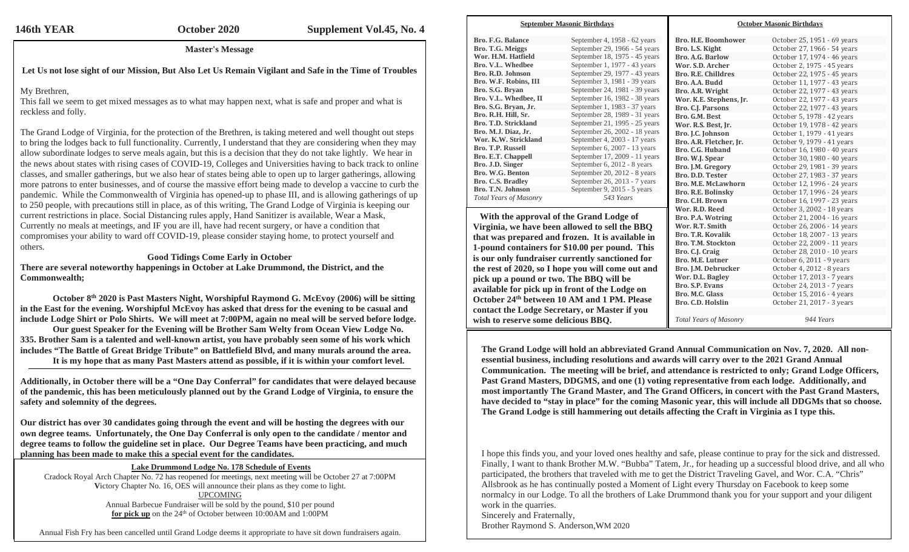**146th YEAR** **October 2020** **Supplement Vol.45, No. 4**

## Master's Message

**Let Us not lose sight of our Mission, But Also Let Us Remain Vigilant and Safe in the Time of Troubles**

My Brethren,

This fall we seem to get mixed messages as to what may happen next, what is safe and proper and what is reckless and folly.

The Grand Lodge of Virginia, for the protection of the Brethren, is taking metered and well thought out steps to bring the lodges back to full functionality. Currently, I understand that they are considering when they may allow subordinate lodges to serve meals again, but this is a decision that they do not take lightly. We hear in the news about states with rising cases of COVID-19, Colleges and Universities having to back track to online classes, and smaller gatherings, but we also hear of states being able to open up to larger gatherings, allowing more patrons to enter businesses, and of course the massive effort being made to develop a vaccine to curb the pandemic. While the Commonwealth of Virginia has opened-up to phase III, and is allowing gatherings of up to 250 people, with precautions still in place, as of this writing, The Grand Lodge of Virginia is keeping our current restrictions in place. Social Distancing rules apply, Hand Sanitizer is available, Wear a Mask, Currently no meals at meetings, and IF you are ill, have had recent surgery, or have a condition that compromises your ability to ward off COVID-19, please consider staying home, to protect yourself and others.

### Good Tidings Come Early in October

**There are several noteworthy happenings in October at Lake Drummond, the District, and the Commonwealth;**

**October 8th 2020 is Past Masters Night, Worshipful Raymond G. McEvoy (2006) will be sitting in the East for the evening. Worshipful McEvoy has asked that dress for the evening to be casual and include Lodge Shirt or Polo Shirts. We will meet at 7:00PM, again no meal will be served before lodge. Our guest Speaker for the Evening will be Brother Sam Welty from Ocean View Lodge No. 335. Brother Sam is a talented and well-known artist, you have probably seen some of his work which includes "The Battle of Great Bridge Tribute" on Battlefield Blvd, and many murals around the area. It is my hope that as many Past Masters attend as possible, if it is within your comfort level.**

**Additionally, in October there will be a "One Day Conferral" for candidates that were delayed because of the pandemic, this has been meticulously planned out by the Grand Lodge of Virginia, to ensure the safety and solemnity of the degrees.**

**Our district has over 30 candidates going through the event and will be hosting the degrees with our own degree teams. Unfortunately, the One Day Conferral is only open to the candidate / mentor and degree teams to follow the guideline set in place. Our Degree Teams have been practicing, and much planning has been made to make this a special event for the candidates.**

### Lake Drummond Lodge No. 178 Schedule of Events

Cradock Royal Arch Chapter No. 72 has reopened for meetings, next meeting will be October 27 at 7:00PM

Victory Chapter No. 16, OES will announce their plans as they come to light.

UPCOMING

Annual Barbecue Fundraiser will be sold by the pound, $10 per pound

**for pick up** on the 24th of October between 10:00AM and 1:00PM

Annual Fish Fry has been cancelled until Grand Lodge deems it appropriate to have sit down fundraisers again.

### September Masonic Birthdays

| | |
|---|---|
| Bro. F.G. Balance | September 4, 1958 - 62 years |
| Bro. T.G. Meiggs | September 29, 1966 - 54 years |
| Wor. H.M. Hatfield | September 18, 1975 - 45 years |
| Bro. V.L. Whedbee | September 1, 1977 - 43 years |
| Bro. R.D. Johnson | September 29, 1977 - 43 years |
| Bro. W.F. Robins, III | September 3, 1981 - 39 years |
| Bro. S.G. Bryan | September 24, 1981 - 39 years |
| Bro. V.L. Whedbee, II | September 16, 1982 - 38 years |
| Bro. S.G. Bryan, Jr. | September 1, 1983 - 37 years |
| Bro. R.H. Hill, Sr. | September 28, 1989 - 31 years |
| Bro. T.D. Strickland | September 21, 1995 - 25 years |
| Bro. M.J. Diaz, Jr. | September 26, 2002 - 18 years |
| Wor. K.W. Strickland | September 4, 2003 - 17 years |
| Bro. T.P. Russell | September 6, 2007 - 13 years |
| Bro. E.T. Chappell | September 17, 2009 - 11 years |
| Bro. J.D. Singer | September 6, 2012 - 8 years |
| Bro. W.G. Benton | September 20, 2012 - 8 years |
| Bro. C.S. Bradley | September 26, 2013 - 7 years |
| Bro. T.N. Johnson | September 9, 2015 - 5 years |
| *Total Years of Masonry* | *543 Years* |

**With the approval of the Grand Lodge of Virginia, we have been allowed to sell the BBQ that was prepared and frozen. It is available in 1-pound containers for $10.00 per pound. This is our only fundraiser currently sanctioned for the rest of 2020, so I hope you will come out and pick up a pound or two. The BBQ will be available for pick up in front of the Lodge on October 24th between 10 AM and 1 PM. Please contact the Lodge Secretary, or Master if you wish to reserve some delicious BBQ.**

### October Masonic Birthdays

| | |
|---|---|
| Bro. H.E. Boomhower | October 25, 1951 - 69 years |
| Bro. L.S. Kight | October 27, 1966 - 54 years |
| Bro. A.G. Barlow | October 17, 1974 - 46 years |
| Wor. S.D. Archer | October 2, 1975 - 45 years |
| Bro. R.E. Chilldres | October 22, 1975 - 45 years |
| Bro. A.A. Budd | October 11, 1977 - 43 years |
| Bro. A.R. Wright | October 22, 1977 - 43 years |
| Wor. K.E. Stephens, Jr. | October 22, 1977 - 43 years |
| Bro. C.J. Parsons | October 22, 1977 - 43 years |
| Bro. G.M. Best | October 5, 1978 - 42 years |
| Wor. R.S. Best, Jr. | October 19, 1978 - 42 years |
| Bro. J.C. Johnson | October 1, 1979 - 41 years |
| Bro. A.R. Fletcher, Jr. | October 9, 1979 - 41 years |
| Bro. C.G. Huband | October 16, 1980 - 40 years |
| Bro. W.J. Spear | October 30, 1980 - 40 years |
| Bro. J.M. Gregory | October 29, 1981 - 39 years |
| Bro. D.D. Tester | October 27, 1983 - 37 years |
| Bro. M.E. McLawhorn | October 12, 1996 - 24 years |
| Bro. R.E. Bolinsky | October 17, 1996 - 24 years |
| Bro. C.H. Brown | October 16, 1997 - 23 years |
| Wor. R.D. Reed | October 3, 2002 - 18 years |
| Bro. P.A. Wotring | October 21, 2004 - 16 years |
| Wor. R.T. Smith | October 26, 2006 - 14 years |
| Bro. T.R. Kovalik | October 18, 2007 - 13 years |
| Bro. T.M. Stockton | October 22, 2009 - 11 years |
| Bro. C.J. Craig | October 28, 2010 - 10 years |
| Bro. M.E. Lutner | October 6, 2011 - 9 years |
| Bro. J.M. Debrucker | October 4, 2012 - 8 years |
| Wor. D.L. Bagley | October 17, 2013 - 7 years |
| Bro. S.P. Evans | October 24, 2013 - 7 years |
| Bro. M.C. Glass | October 15, 2016 - 4 years |
| Bro. C.D. Holslin | October 21, 2017 - 3 years |
| *Total Years of Masonry* | *944 Years* |

**The Grand Lodge will hold an abbreviated Grand Annual Communication on Nov. 7, 2020. All non-essential business, including resolutions and awards will carry over to the 2021 Grand Annual Communication. The meeting will be brief, and attendance is restricted to only; Grand Lodge Officers, Past Grand Masters, DDGMS, and one (1) voting representative from each lodge. Additionally, and most importantly The Grand Master, and The Grand Officers, in concert with the Past Grand Masters, have decided to "stay in place" for the coming Masonic year, this will include all DDGMs that so choose. The Grand Lodge is still hammering out details affecting the Craft in Virginia as I type this.**

I hope this finds you, and your loved ones healthy and safe, please continue to pray for the sick and distressed. Finally, I want to thank Brother M.W. "Bubba" Tatem, Jr., for heading up a successful blood drive, and all who participated, the brothers that traveled with me to get the District Traveling Gavel, and Wor. C.A. "Chris" Allsbrook as he has continually posted a Moment of Light every Thursday on Facebook to keep some normalcy in our Lodge. To all the brothers of Lake Drummond thank you for your support and your diligent work in the quarries.

Sincerely and Fraternally,

Brother Raymond S. Anderson,WM 2020